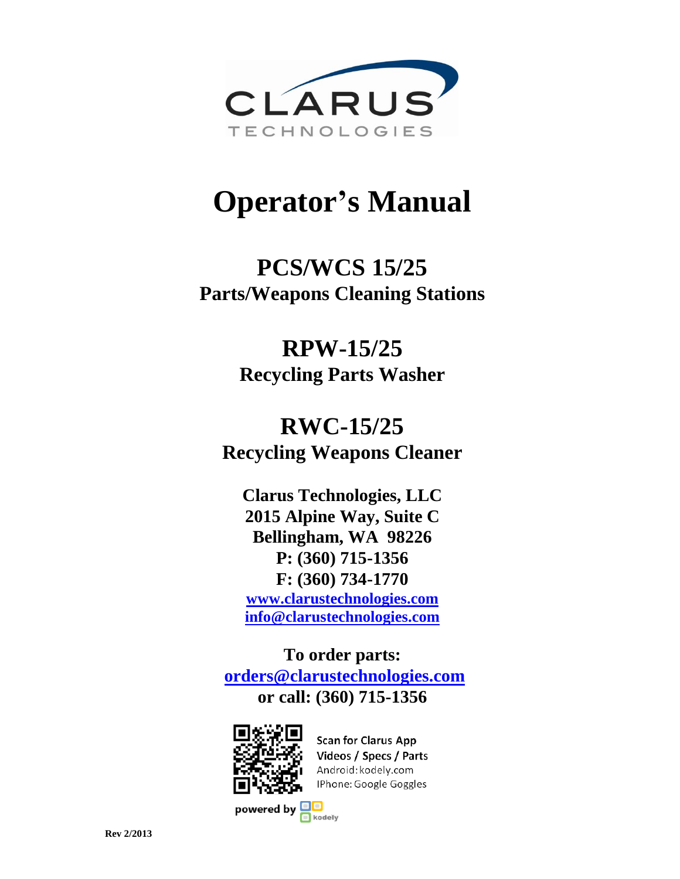CLARUS
TECHNOLOGIES

# Operator's Manual

## PCS/WCS 15/25
### Parts/Weapons Cleaning Stations

## RPW-15/25
### Recycling Parts Washer

## RWC-15/25
### Recycling Weapons Cleaner

**Clarus Technologies, LLC**
**2015 Alpine Way, Suite C**
**Bellingham, WA 98226**
**P: (360) 715-1356**
**F: (360) 734-1770**
**www.clarustechnologies.com**
**info@clarustechnologies.com**

**To order parts:**
**orders@clarustechnologies.com**
**or call: (360) 715-1356**

Scan for Clarus App
Videos / Specs / Parts
Android: kodely.com
IPhone: Google Goggles

powered by kodely

Rev 2/2013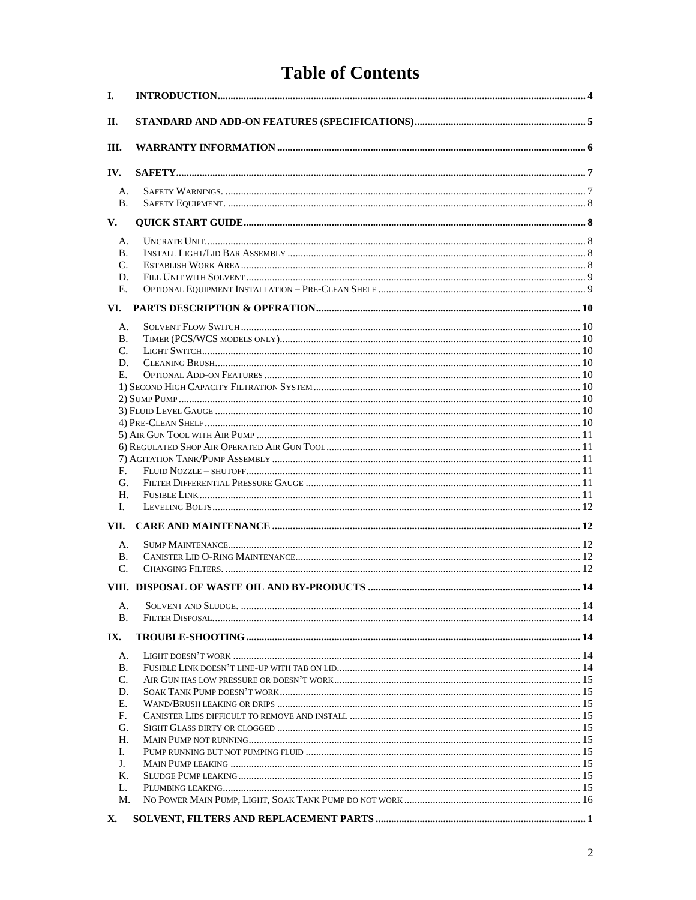# Table of Contents

I. INTRODUCTION ..... 4

II. STANDARD AND ADD-ON FEATURES (SPECIFICATIONS) ..... 5

III. WARRANTY INFORMATION ..... 6

IV. SAFETY ..... 7

- A. Safety Warnings. ..... 7
- B. Safety Equipment. ..... 8

V. QUICK START GUIDE ..... 8

- A. Uncrate Unit ..... 8
- B. Install Light/Lid Bar Assembly ..... 8
- C. Establish Work Area ..... 8
- D. Fill Unit with Solvent ..... 9
- E. Optional Equipment Installation – Pre-Clean Shelf ..... 9

VI. PARTS DESCRIPTION & OPERATION ..... 10

- A. Solvent Flow Switch ..... 10
- B. Timer (PCS/WCS models only) ..... 10
- C. Light Switch ..... 10
- D. Cleaning Brush ..... 10
- E. Optional Add-on Features ..... 10
  - 1) Second High Capacity Filtration System ..... 10
  - 2) Sump Pump ..... 10
  - 3) Fluid Level Gauge ..... 10
  - 4) Pre-Clean Shelf ..... 10
  - 5) Air Gun Tool with Air Pump ..... 11
  - 6) Regulated Shop Air Operated Air Gun Tool ..... 11
  - 7) Agitation Tank/Pump Assembly ..... 11
- F. Fluid Nozzle – shutoff ..... 11
- G. Filter Differential Pressure Gauge ..... 11
- H. Fusible Link ..... 11
- I. Leveling Bolts ..... 12

VII. CARE AND MAINTENANCE ..... 12

- A. Sump Maintenance ..... 12
- B. Canister Lid O-Ring Maintenance ..... 12
- C. Changing Filters. ..... 12

VIII. DISPOSAL OF WASTE OIL AND BY-PRODUCTS ..... 14

- A. Solvent and Sludge. ..... 14
- B. Filter Disposal ..... 14

IX. TROUBLE-SHOOTING ..... 14

- A. Light doesn't work ..... 14
- B. Fusible Link doesn't line-up with tab on lid ..... 14
- C. Air Gun has low pressure or doesn't work ..... 15
- D. Soak Tank Pump doesn't work ..... 15
- E. Wand/Brush leaking or drips ..... 15
- F. Canister Lids difficult to remove and install ..... 15
- G. Sight Glass dirty or clogged ..... 15
- H. Main Pump not running ..... 15
- I. Pump running but not pumping fluid ..... 15
- J. Main Pump leaking ..... 15
- K. Sludge Pump leaking ..... 15
- L. Plumbing leaking ..... 15
- M. No Power Main Pump, Light, Soak Tank Pump do not work ..... 16

X. SOLVENT, FILTERS AND REPLACEMENT PARTS ..... 1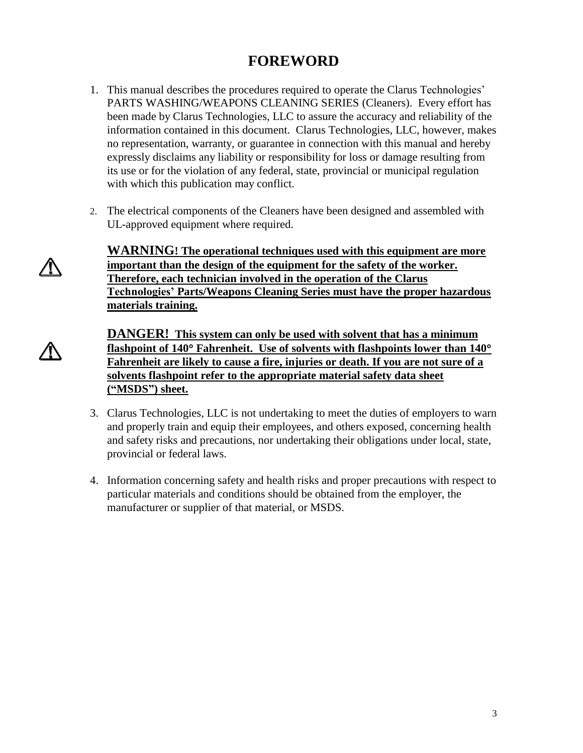# FOREWORD

1. This manual describes the procedures required to operate the Clarus Technologies' PARTS WASHING/WEAPONS CLEANING SERIES (Cleaners). Every effort has been made by Clarus Technologies, LLC to assure the accuracy and reliability of the information contained in this document. Clarus Technologies, LLC, however, makes no representation, warranty, or guarantee in connection with this manual and hereby expressly disclaims any liability or responsibility for loss or damage resulting from its use or for the violation of any federal, state, provincial or municipal regulation with which this publication may conflict.

2. The electrical components of the Cleaners have been designed and assembled with UL-approved equipment where required.

⚠ **WARNING! The operational techniques used with this equipment are more important than the design of the equipment for the safety of the worker. Therefore, each technician involved in the operation of the Clarus Technologies' Parts/Weapons Cleaning Series must have the proper hazardous materials training.**

⚠ **DANGER! This system can only be used with solvent that has a minimum flashpoint of 140° Fahrenheit. Use of solvents with flashpoints lower than 140° Fahrenheit are likely to cause a fire, injuries or death. If you are not sure of a solvents flashpoint refer to the appropriate material safety data sheet ("MSDS") sheet.**

3. Clarus Technologies, LLC is not undertaking to meet the duties of employers to warn and properly train and equip their employees, and others exposed, concerning health and safety risks and precautions, nor undertaking their obligations under local, state, provincial or federal laws.

4. Information concerning safety and health risks and proper precautions with respect to particular materials and conditions should be obtained from the employer, the manufacturer or supplier of that material, or MSDS.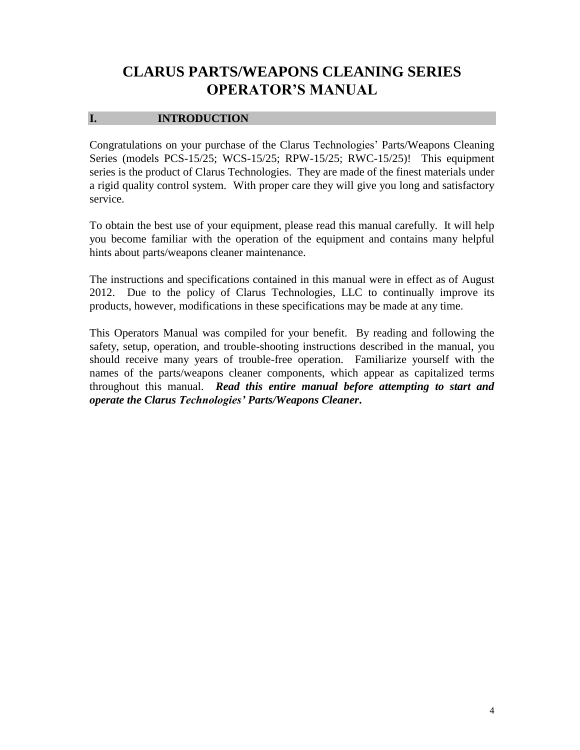# CLARUS PARTS/WEAPONS CLEANING SERIES OPERATOR'S MANUAL

## I. INTRODUCTION

Congratulations on your purchase of the Clarus Technologies' Parts/Weapons Cleaning Series (models PCS-15/25; WCS-15/25; RPW-15/25; RWC-15/25)! This equipment series is the product of Clarus Technologies. They are made of the finest materials under a rigid quality control system. With proper care they will give you long and satisfactory service.

To obtain the best use of your equipment, please read this manual carefully. It will help you become familiar with the operation of the equipment and contains many helpful hints about parts/weapons cleaner maintenance.

The instructions and specifications contained in this manual were in effect as of August 2012. Due to the policy of Clarus Technologies, LLC to continually improve its products, however, modifications in these specifications may be made at any time.

This Operators Manual was compiled for your benefit. By reading and following the safety, setup, operation, and trouble-shooting instructions described in the manual, you should receive many years of trouble-free operation. Familiarize yourself with the names of the parts/weapons cleaner components, which appear as capitalized terms throughout this manual. ***Read this entire manual before attempting to start and operate the Clarus Technologies' Parts/Weapons Cleaner.***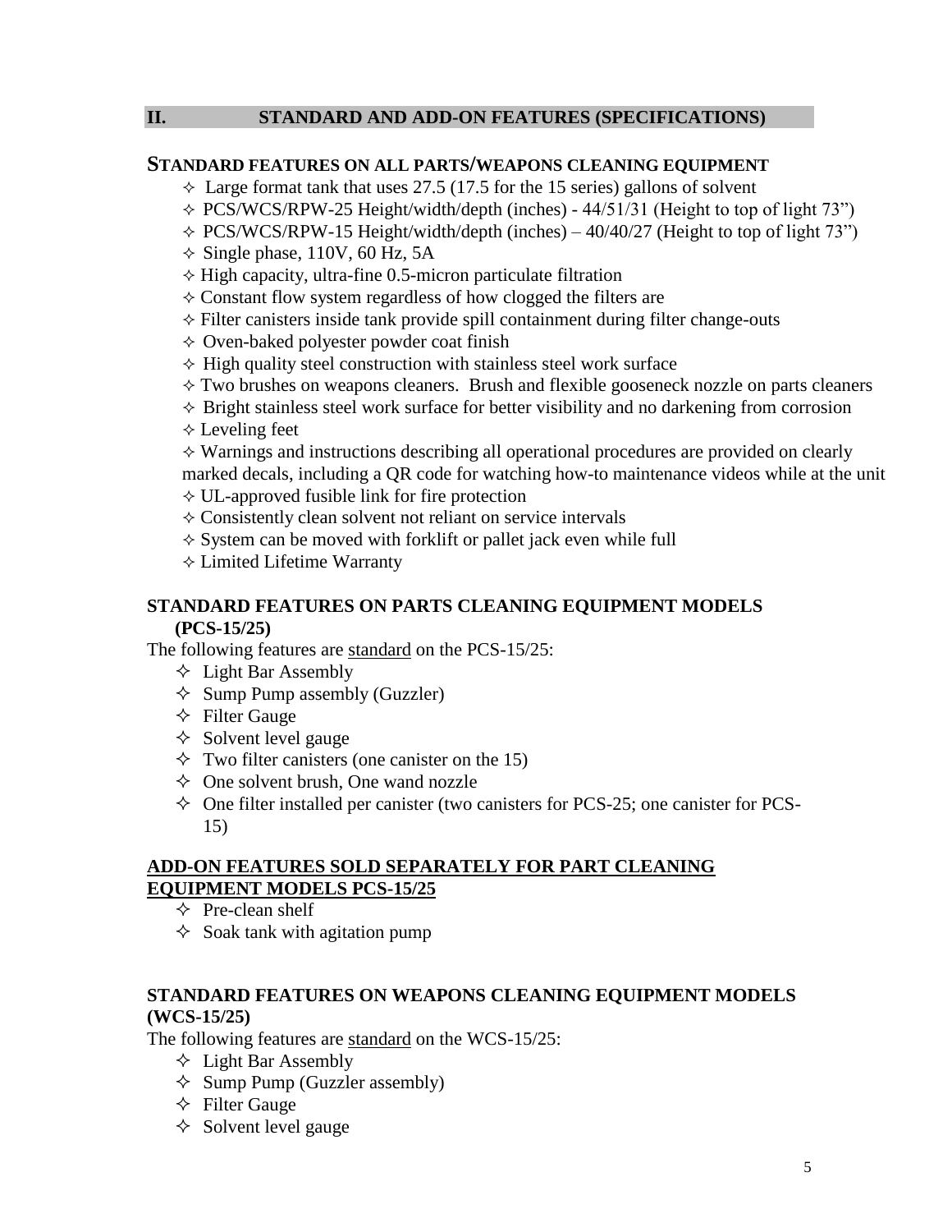## II. STANDARD AND ADD-ON FEATURES (SPECIFICATIONS)

### STANDARD FEATURES ON ALL PARTS/WEAPONS CLEANING EQUIPMENT

- ✧ Large format tank that uses 27.5 (17.5 for the 15 series) gallons of solvent
- ✧ PCS/WCS/RPW-25 Height/width/depth (inches) - 44/51/31 (Height to top of light 73")
- ✧ PCS/WCS/RPW-15 Height/width/depth (inches) – 40/40/27 (Height to top of light 73")
- ✧ Single phase, 110V, 60 Hz, 5A
- ✧ High capacity, ultra-fine 0.5-micron particulate filtration
- ✧ Constant flow system regardless of how clogged the filters are
- ✧ Filter canisters inside tank provide spill containment during filter change-outs
- ✧ Oven-baked polyester powder coat finish
- ✧ High quality steel construction with stainless steel work surface
- ✧ Two brushes on weapons cleaners. Brush and flexible gooseneck nozzle on parts cleaners
- ✧ Bright stainless steel work surface for better visibility and no darkening from corrosion
- ✧ Leveling feet
- ✧ Warnings and instructions describing all operational procedures are provided on clearly marked decals, including a QR code for watching how-to maintenance videos while at the unit
- ✧ UL-approved fusible link for fire protection
- ✧ Consistently clean solvent not reliant on service intervals
- ✧ System can be moved with forklift or pallet jack even while full
- ✧ Limited Lifetime Warranty

### STANDARD FEATURES ON PARTS CLEANING EQUIPMENT MODELS (PCS-15/25)

The following features are standard on the PCS-15/25:

- ✧ Light Bar Assembly
- ✧ Sump Pump assembly (Guzzler)
- ✧ Filter Gauge
- ✧ Solvent level gauge
- ✧ Two filter canisters (one canister on the 15)
- ✧ One solvent brush, One wand nozzle
- ✧ One filter installed per canister (two canisters for PCS-25; one canister for PCS-15)

### ADD-ON FEATURES SOLD SEPARATELY FOR PART CLEANING EQUIPMENT MODELS PCS-15/25

- ✧ Pre-clean shelf
- ✧ Soak tank with agitation pump

### STANDARD FEATURES ON WEAPONS CLEANING EQUIPMENT MODELS (WCS-15/25)

The following features are standard on the WCS-15/25:

- ✧ Light Bar Assembly
- ✧ Sump Pump (Guzzler assembly)
- ✧ Filter Gauge
- ✧ Solvent level gauge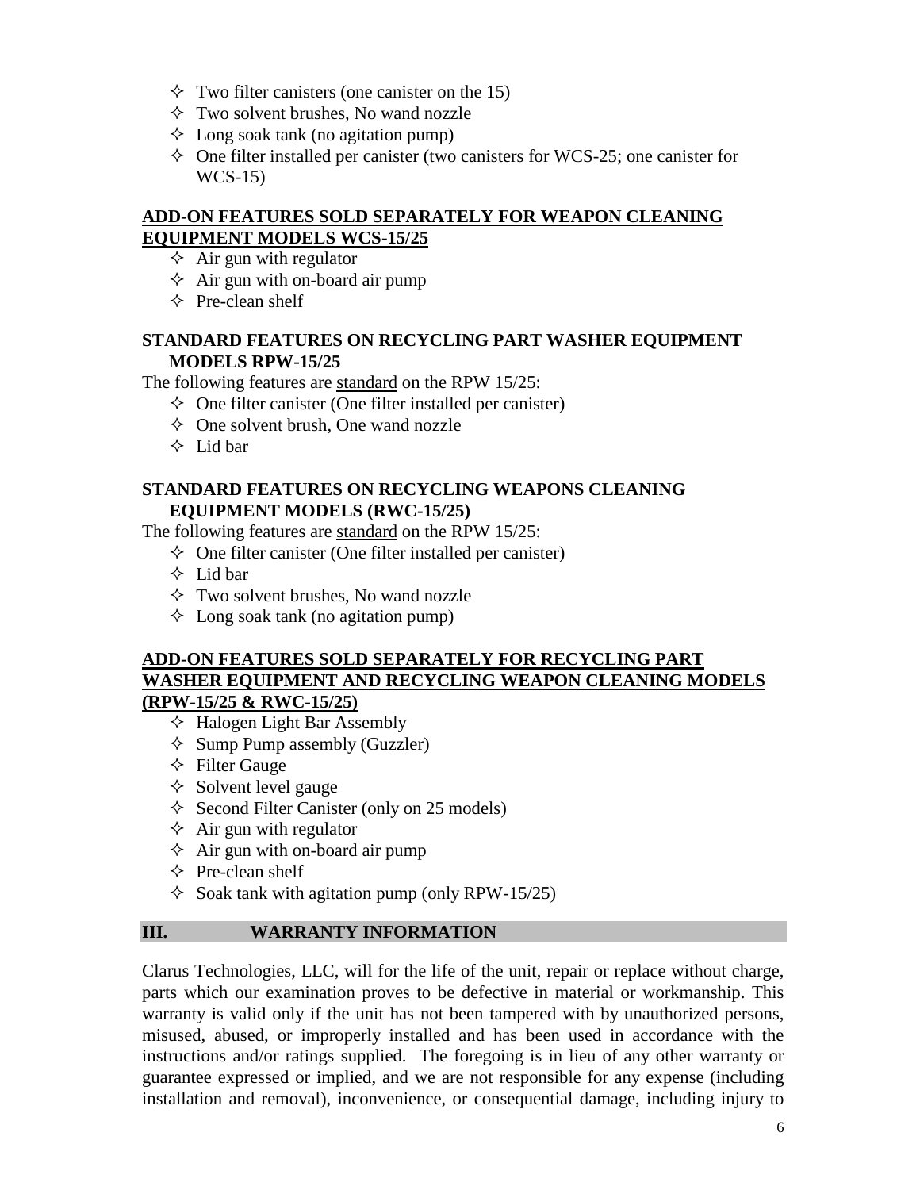- ✧ Two filter canisters (one canister on the 15)
- ✧ Two solvent brushes, No wand nozzle
- ✧ Long soak tank (no agitation pump)
- ✧ One filter installed per canister (two canisters for WCS-25; one canister for WCS-15)

**ADD-ON FEATURES SOLD SEPARATELY FOR WEAPON CLEANING EQUIPMENT MODELS WCS-15/25**

- ✧ Air gun with regulator
- ✧ Air gun with on-board air pump
- ✧ Pre-clean shelf

**STANDARD FEATURES ON RECYCLING PART WASHER EQUIPMENT MODELS RPW-15/25**

The following features are standard on the RPW 15/25:

- ✧ One filter canister (One filter installed per canister)
- ✧ One solvent brush, One wand nozzle
- ✧ Lid bar

**STANDARD FEATURES ON RECYCLING WEAPONS CLEANING EQUIPMENT MODELS (RWC-15/25)**

The following features are standard on the RPW 15/25:

- ✧ One filter canister (One filter installed per canister)
- ✧ Lid bar
- ✧ Two solvent brushes, No wand nozzle
- ✧ Long soak tank (no agitation pump)

**ADD-ON FEATURES SOLD SEPARATELY FOR RECYCLING PART WASHER EQUIPMENT AND RECYCLING WEAPON CLEANING MODELS (RPW-15/25 & RWC-15/25)**

- ✧ Halogen Light Bar Assembly
- ✧ Sump Pump assembly (Guzzler)
- ✧ Filter Gauge
- ✧ Solvent level gauge
- ✧ Second Filter Canister (only on 25 models)
- ✧ Air gun with regulator
- ✧ Air gun with on-board air pump
- ✧ Pre-clean shelf
- ✧ Soak tank with agitation pump (only RPW-15/25)

## III. WARRANTY INFORMATION

Clarus Technologies, LLC, will for the life of the unit, repair or replace without charge, parts which our examination proves to be defective in material or workmanship. This warranty is valid only if the unit has not been tampered with by unauthorized persons, misused, abused, or improperly installed and has been used in accordance with the instructions and/or ratings supplied. The foregoing is in lieu of any other warranty or guarantee expressed or implied, and we are not responsible for any expense (including installation and removal), inconvenience, or consequential damage, including injury to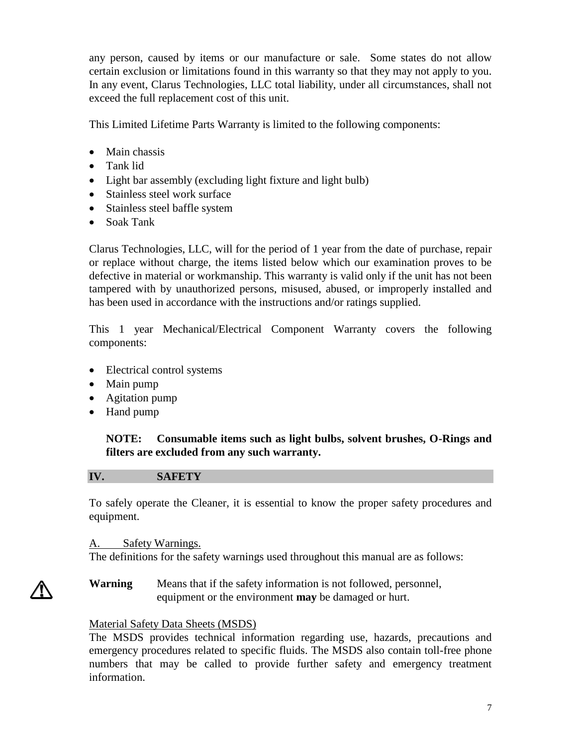any person, caused by items or our manufacture or sale. Some states do not allow certain exclusion or limitations found in this warranty so that they may not apply to you. In any event, Clarus Technologies, LLC total liability, under all circumstances, shall not exceed the full replacement cost of this unit.

This Limited Lifetime Parts Warranty is limited to the following components:

- Main chassis
- Tank lid
- Light bar assembly (excluding light fixture and light bulb)
- Stainless steel work surface
- Stainless steel baffle system
- Soak Tank

Clarus Technologies, LLC, will for the period of 1 year from the date of purchase, repair or replace without charge, the items listed below which our examination proves to be defective in material or workmanship. This warranty is valid only if the unit has not been tampered with by unauthorized persons, misused, abused, or improperly installed and has been used in accordance with the instructions and/or ratings supplied.

This 1 year Mechanical/Electrical Component Warranty covers the following components:

- Electrical control systems
- Main pump
- Agitation pump
- Hand pump

**NOTE: Consumable items such as light bulbs, solvent brushes, O-Rings and filters are excluded from any such warranty.**

## IV. SAFETY

To safely operate the Cleaner, it is essential to know the proper safety procedures and equipment.

A. Safety Warnings.

The definitions for the safety warnings used throughout this manual are as follows:

⚠ **Warning** Means that if the safety information is not followed, personnel, equipment or the environment **may** be damaged or hurt.

Material Safety Data Sheets (MSDS)

The MSDS provides technical information regarding use, hazards, precautions and emergency procedures related to specific fluids. The MSDS also contain toll-free phone numbers that may be called to provide further safety and emergency treatment information.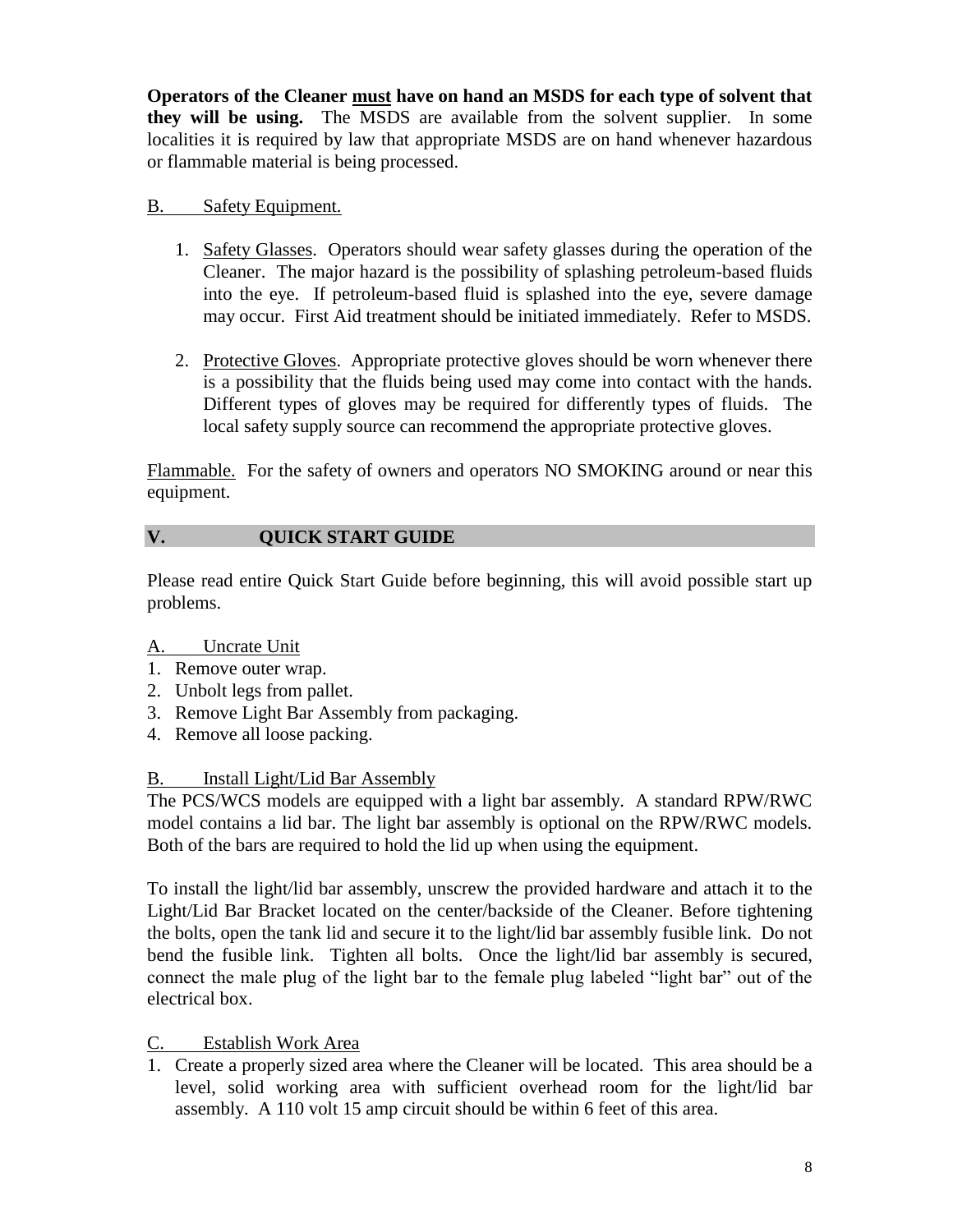**Operators of the Cleaner must have on hand an MSDS for each type of solvent that they will be using.** The MSDS are available from the solvent supplier. In some localities it is required by law that appropriate MSDS are on hand whenever hazardous or flammable material is being processed.

B. Safety Equipment.

1. Safety Glasses. Operators should wear safety glasses during the operation of the Cleaner. The major hazard is the possibility of splashing petroleum-based fluids into the eye. If petroleum-based fluid is splashed into the eye, severe damage may occur. First Aid treatment should be initiated immediately. Refer to MSDS.

2. Protective Gloves. Appropriate protective gloves should be worn whenever there is a possibility that the fluids being used may come into contact with the hands. Different types of gloves may be required for differently types of fluids. The local safety supply source can recommend the appropriate protective gloves.

Flammable. For the safety of owners and operators NO SMOKING around or near this equipment.

## V. QUICK START GUIDE

Please read entire Quick Start Guide before beginning, this will avoid possible start up problems.

A. Uncrate Unit

1. Remove outer wrap.
2. Unbolt legs from pallet.
3. Remove Light Bar Assembly from packaging.
4. Remove all loose packing.

B. Install Light/Lid Bar Assembly

The PCS/WCS models are equipped with a light bar assembly. A standard RPW/RWC model contains a lid bar. The light bar assembly is optional on the RPW/RWC models. Both of the bars are required to hold the lid up when using the equipment.

To install the light/lid bar assembly, unscrew the provided hardware and attach it to the Light/Lid Bar Bracket located on the center/backside of the Cleaner. Before tightening the bolts, open the tank lid and secure it to the light/lid bar assembly fusible link. Do not bend the fusible link. Tighten all bolts. Once the light/lid bar assembly is secured, connect the male plug of the light bar to the female plug labeled "light bar" out of the electrical box.

C. Establish Work Area

1. Create a properly sized area where the Cleaner will be located. This area should be a level, solid working area with sufficient overhead room for the light/lid bar assembly. A 110 volt 15 amp circuit should be within 6 feet of this area.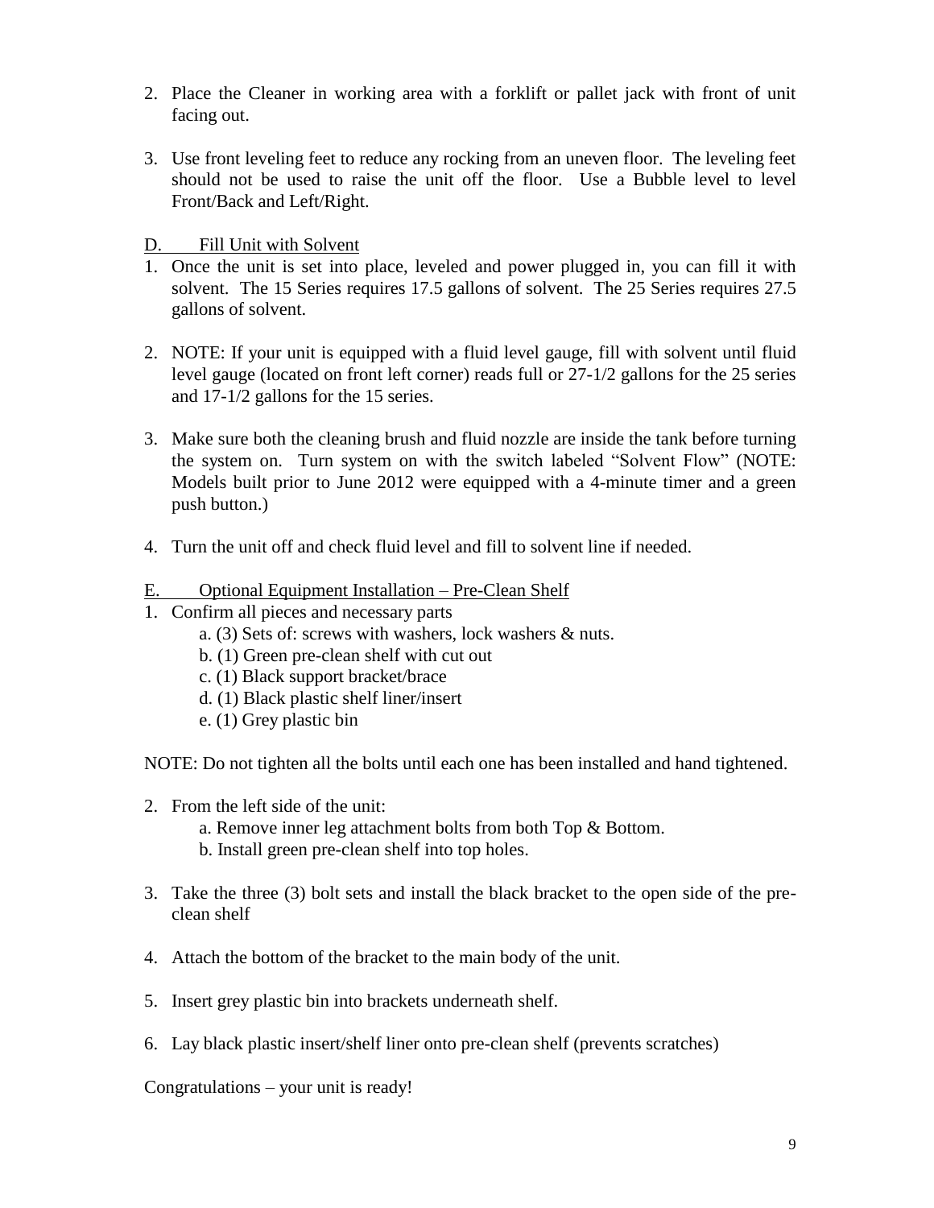2. Place the Cleaner in working area with a forklift or pallet jack with front of unit facing out.

3. Use front leveling feet to reduce any rocking from an uneven floor. The leveling feet should not be used to raise the unit off the floor. Use a Bubble level to level Front/Back and Left/Right.

D. Fill Unit with Solvent

1. Once the unit is set into place, leveled and power plugged in, you can fill it with solvent. The 15 Series requires 17.5 gallons of solvent. The 25 Series requires 27.5 gallons of solvent.

2. NOTE: If your unit is equipped with a fluid level gauge, fill with solvent until fluid level gauge (located on front left corner) reads full or 27-1/2 gallons for the 25 series and 17-1/2 gallons for the 15 series.

3. Make sure both the cleaning brush and fluid nozzle are inside the tank before turning the system on. Turn system on with the switch labeled "Solvent Flow" (NOTE: Models built prior to June 2012 were equipped with a 4-minute timer and a green push button.)

4. Turn the unit off and check fluid level and fill to solvent line if needed.

E. Optional Equipment Installation – Pre-Clean Shelf

1. Confirm all pieces and necessary parts
   a. (3) Sets of: screws with washers, lock washers & nuts.
   b. (1) Green pre-clean shelf with cut out
   c. (1) Black support bracket/brace
   d. (1) Black plastic shelf liner/insert
   e. (1) Grey plastic bin

NOTE: Do not tighten all the bolts until each one has been installed and hand tightened.

2. From the left side of the unit:
   a. Remove inner leg attachment bolts from both Top & Bottom.
   b. Install green pre-clean shelf into top holes.

3. Take the three (3) bolt sets and install the black bracket to the open side of the pre-clean shelf

4. Attach the bottom of the bracket to the main body of the unit.

5. Insert grey plastic bin into brackets underneath shelf.

6. Lay black plastic insert/shelf liner onto pre-clean shelf (prevents scratches)

Congratulations – your unit is ready!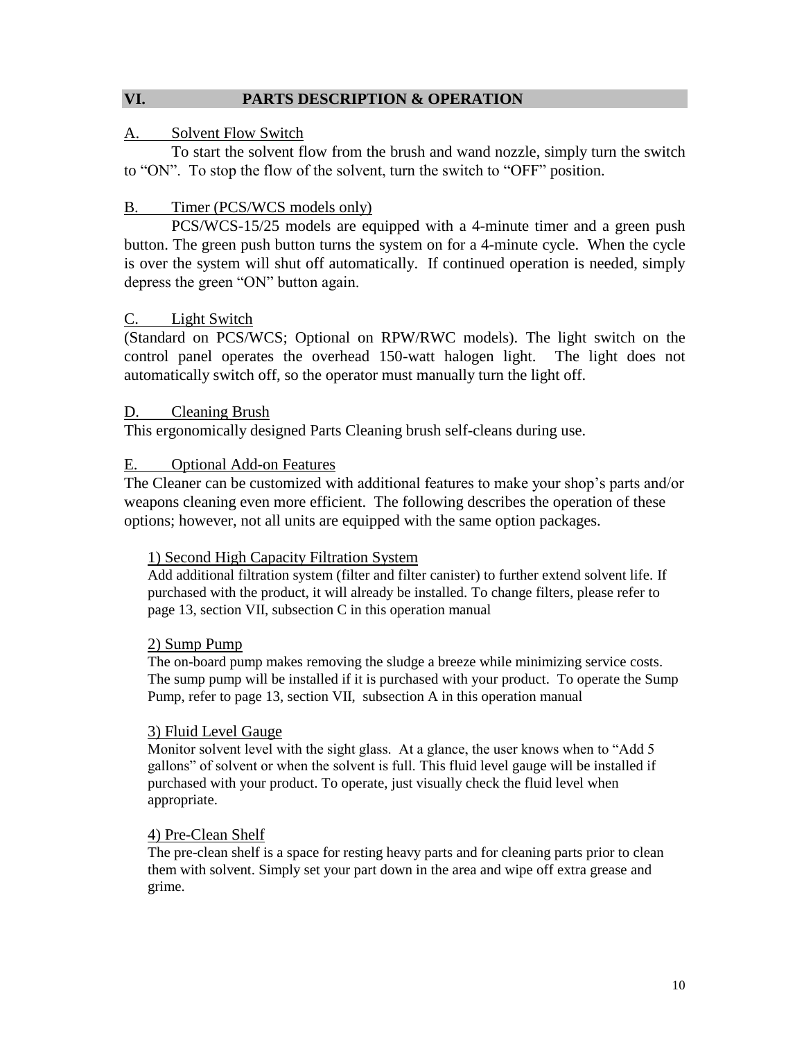## VI. PARTS DESCRIPTION & OPERATION

### A. Solvent Flow Switch

To start the solvent flow from the brush and wand nozzle, simply turn the switch to "ON". To stop the flow of the solvent, turn the switch to "OFF" position.

### B. Timer (PCS/WCS models only)

PCS/WCS-15/25 models are equipped with a 4-minute timer and a green push button. The green push button turns the system on for a 4-minute cycle. When the cycle is over the system will shut off automatically. If continued operation is needed, simply depress the green "ON" button again.

### C. Light Switch

(Standard on PCS/WCS; Optional on RPW/RWC models). The light switch on the control panel operates the overhead 150-watt halogen light. The light does not automatically switch off, so the operator must manually turn the light off.

### D. Cleaning Brush

This ergonomically designed Parts Cleaning brush self-cleans during use.

### E. Optional Add-on Features

The Cleaner can be customized with additional features to make your shop's parts and/or weapons cleaning even more efficient. The following describes the operation of these options; however, not all units are equipped with the same option packages.

#### 1) Second High Capacity Filtration System

Add additional filtration system (filter and filter canister) to further extend solvent life. If purchased with the product, it will already be installed. To change filters, please refer to page 13, section VII, subsection C in this operation manual

#### 2) Sump Pump

The on-board pump makes removing the sludge a breeze while minimizing service costs. The sump pump will be installed if it is purchased with your product. To operate the Sump Pump, refer to page 13, section VII, subsection A in this operation manual

#### 3) Fluid Level Gauge

Monitor solvent level with the sight glass. At a glance, the user knows when to "Add 5 gallons" of solvent or when the solvent is full. This fluid level gauge will be installed if purchased with your product. To operate, just visually check the fluid level when appropriate.

#### 4) Pre-Clean Shelf

The pre-clean shelf is a space for resting heavy parts and for cleaning parts prior to clean them with solvent. Simply set your part down in the area and wipe off extra grease and grime.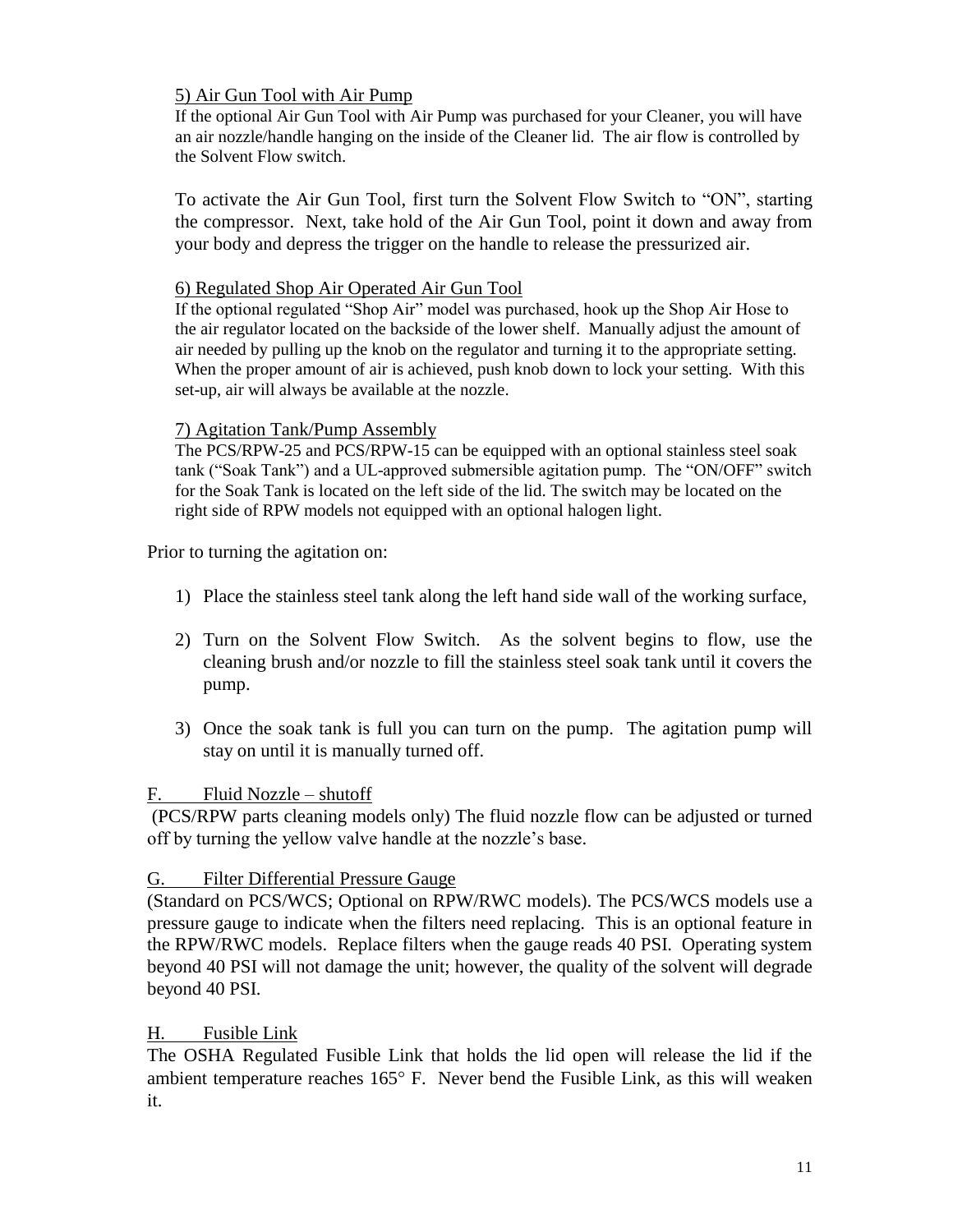5) Air Gun Tool with Air Pump

If the optional Air Gun Tool with Air Pump was purchased for your Cleaner, you will have an air nozzle/handle hanging on the inside of the Cleaner lid. The air flow is controlled by the Solvent Flow switch.

To activate the Air Gun Tool, first turn the Solvent Flow Switch to "ON", starting the compressor. Next, take hold of the Air Gun Tool, point it down and away from your body and depress the trigger on the handle to release the pressurized air.

6) Regulated Shop Air Operated Air Gun Tool

If the optional regulated "Shop Air" model was purchased, hook up the Shop Air Hose to the air regulator located on the backside of the lower shelf. Manually adjust the amount of air needed by pulling up the knob on the regulator and turning it to the appropriate setting. When the proper amount of air is achieved, push knob down to lock your setting. With this set-up, air will always be available at the nozzle.

7) Agitation Tank/Pump Assembly

The PCS/RPW-25 and PCS/RPW-15 can be equipped with an optional stainless steel soak tank ("Soak Tank") and a UL-approved submersible agitation pump. The "ON/OFF" switch for the Soak Tank is located on the left side of the lid. The switch may be located on the right side of RPW models not equipped with an optional halogen light.

Prior to turning the agitation on:

1) Place the stainless steel tank along the left hand side wall of the working surface,

2) Turn on the Solvent Flow Switch. As the solvent begins to flow, use the cleaning brush and/or nozzle to fill the stainless steel soak tank until it covers the pump.

3) Once the soak tank is full you can turn on the pump. The agitation pump will stay on until it is manually turned off.

F. Fluid Nozzle – shutoff

(PCS/RPW parts cleaning models only) The fluid nozzle flow can be adjusted or turned off by turning the yellow valve handle at the nozzle's base.

G. Filter Differential Pressure Gauge

(Standard on PCS/WCS; Optional on RPW/RWC models). The PCS/WCS models use a pressure gauge to indicate when the filters need replacing. This is an optional feature in the RPW/RWC models. Replace filters when the gauge reads 40 PSI. Operating system beyond 40 PSI will not damage the unit; however, the quality of the solvent will degrade beyond 40 PSI.

H. Fusible Link

The OSHA Regulated Fusible Link that holds the lid open will release the lid if the ambient temperature reaches 165° F. Never bend the Fusible Link, as this will weaken it.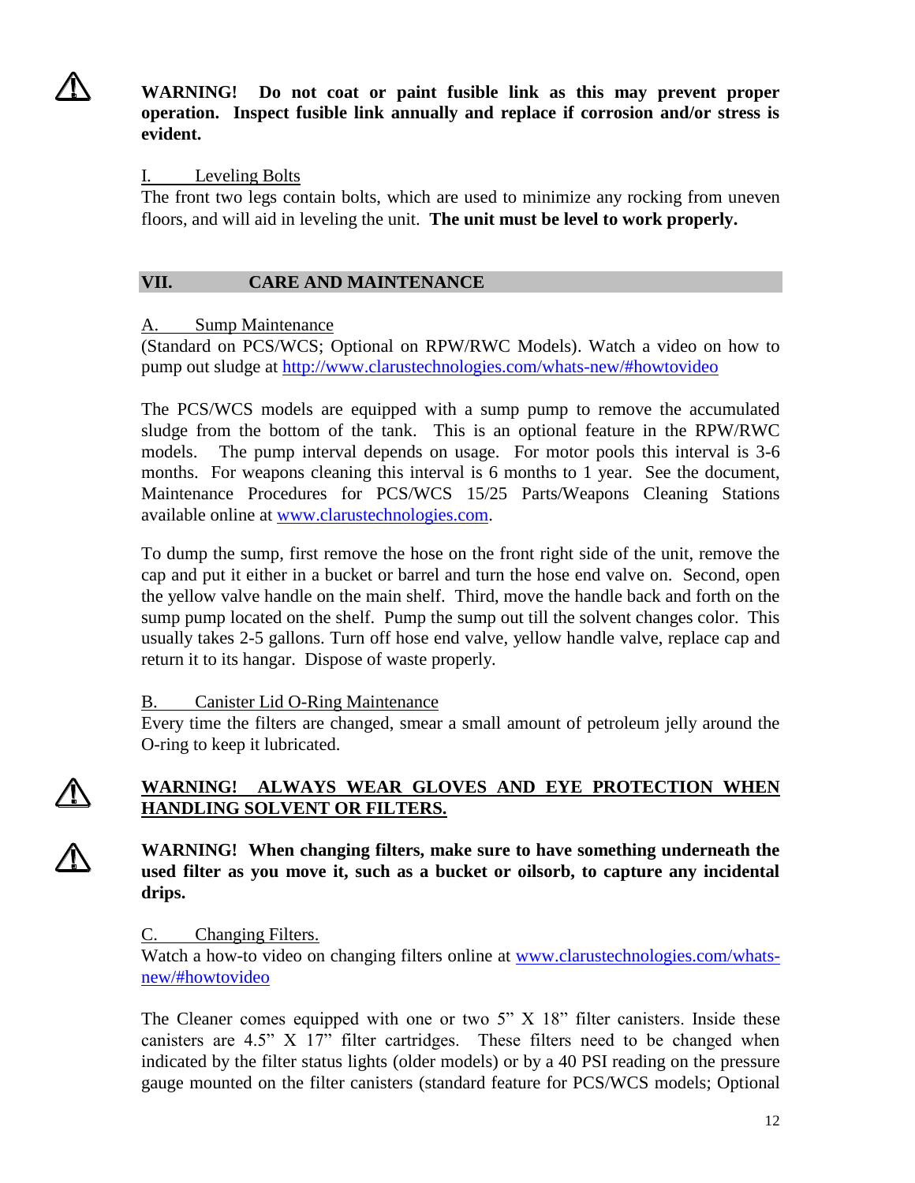⚠ **WARNING! Do not coat or paint fusible link as this may prevent proper operation. Inspect fusible link annually and replace if corrosion and/or stress is evident.**

I. Leveling Bolts

The front two legs contain bolts, which are used to minimize any rocking from uneven floors, and will aid in leveling the unit. **The unit must be level to work properly.**

## VII. CARE AND MAINTENANCE

A. Sump Maintenance

(Standard on PCS/WCS; Optional on RPW/RWC Models). Watch a video on how to pump out sludge at http://www.clarustechnologies.com/whats-new/#howtovideo

The PCS/WCS models are equipped with a sump pump to remove the accumulated sludge from the bottom of the tank. This is an optional feature in the RPW/RWC models. The pump interval depends on usage. For motor pools this interval is 3-6 months. For weapons cleaning this interval is 6 months to 1 year. See the document, Maintenance Procedures for PCS/WCS 15/25 Parts/Weapons Cleaning Stations available online at www.clarustechnologies.com.

To dump the sump, first remove the hose on the front right side of the unit, remove the cap and put it either in a bucket or barrel and turn the hose end valve on. Second, open the yellow valve handle on the main shelf. Third, move the handle back and forth on the sump pump located on the shelf. Pump the sump out till the solvent changes color. This usually takes 2-5 gallons. Turn off hose end valve, yellow handle valve, replace cap and return it to its hangar. Dispose of waste properly.

B. Canister Lid O-Ring Maintenance

Every time the filters are changed, smear a small amount of petroleum jelly around the O-ring to keep it lubricated.

⚠ **WARNING! ALWAYS WEAR GLOVES AND EYE PROTECTION WHEN HANDLING SOLVENT OR FILTERS.**

⚠ **WARNING! When changing filters, make sure to have something underneath the used filter as you move it, such as a bucket or oilsorb, to capture any incidental drips.**

C. Changing Filters.

Watch a how-to video on changing filters online at www.clarustechnologies.com/whats-new/#howtovideo

The Cleaner comes equipped with one or two 5" X 18" filter canisters. Inside these canisters are 4.5" X 17" filter cartridges. These filters need to be changed when indicated by the filter status lights (older models) or by a 40 PSI reading on the pressure gauge mounted on the filter canisters (standard feature for PCS/WCS models; Optional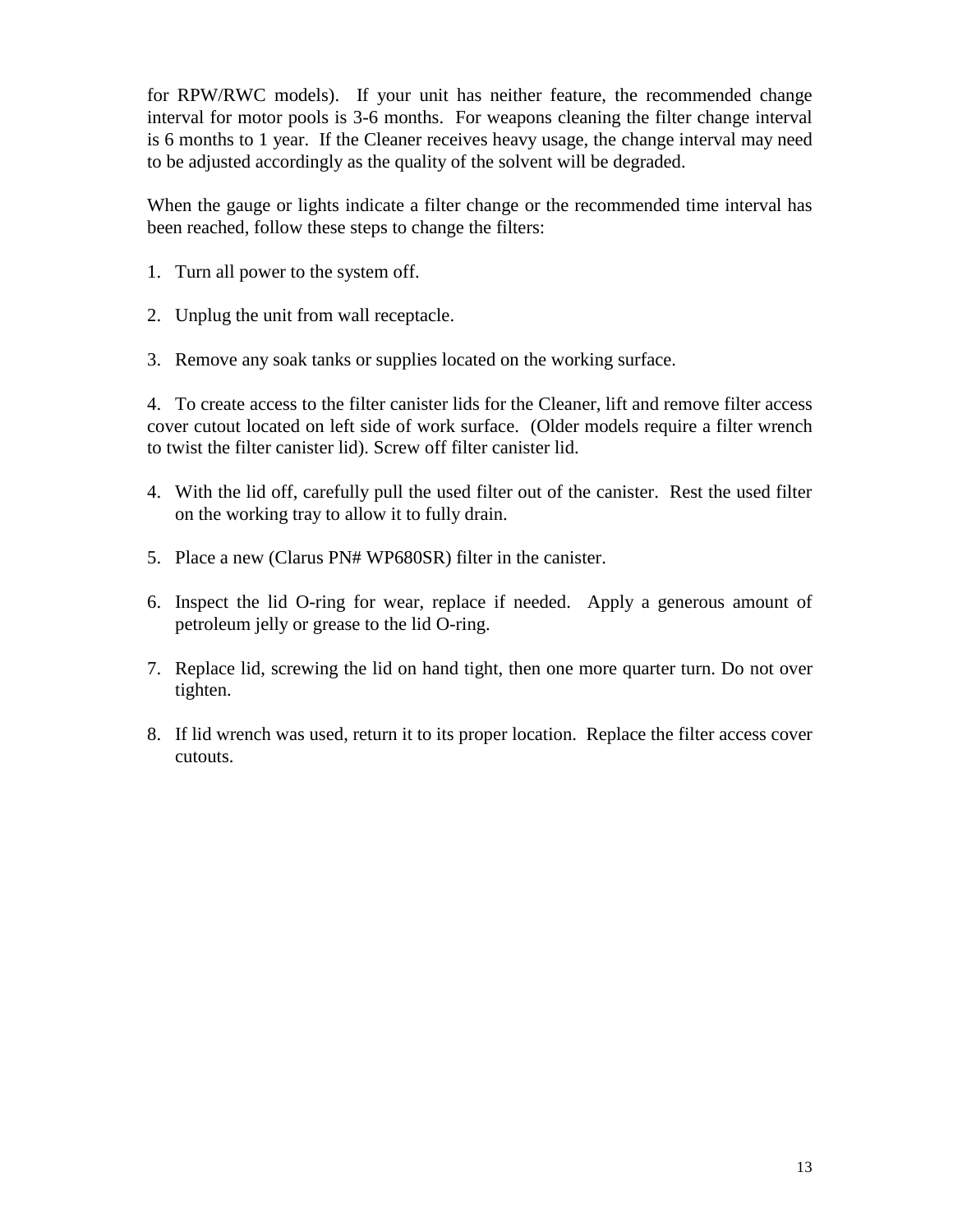for RPW/RWC models). If your unit has neither feature, the recommended change interval for motor pools is 3-6 months. For weapons cleaning the filter change interval is 6 months to 1 year. If the Cleaner receives heavy usage, the change interval may need to be adjusted accordingly as the quality of the solvent will be degraded.

When the gauge or lights indicate a filter change or the recommended time interval has been reached, follow these steps to change the filters:

1. Turn all power to the system off.

2. Unplug the unit from wall receptacle.

3. Remove any soak tanks or supplies located on the working surface.

4. To create access to the filter canister lids for the Cleaner, lift and remove filter access cover cutout located on left side of work surface. (Older models require a filter wrench to twist the filter canister lid). Screw off filter canister lid.

4. With the lid off, carefully pull the used filter out of the canister. Rest the used filter on the working tray to allow it to fully drain.

5. Place a new (Clarus PN# WP680SR) filter in the canister.

6. Inspect the lid O-ring for wear, replace if needed. Apply a generous amount of petroleum jelly or grease to the lid O-ring.

7. Replace lid, screwing the lid on hand tight, then one more quarter turn. Do not over tighten.

8. If lid wrench was used, return it to its proper location. Replace the filter access cover cutouts.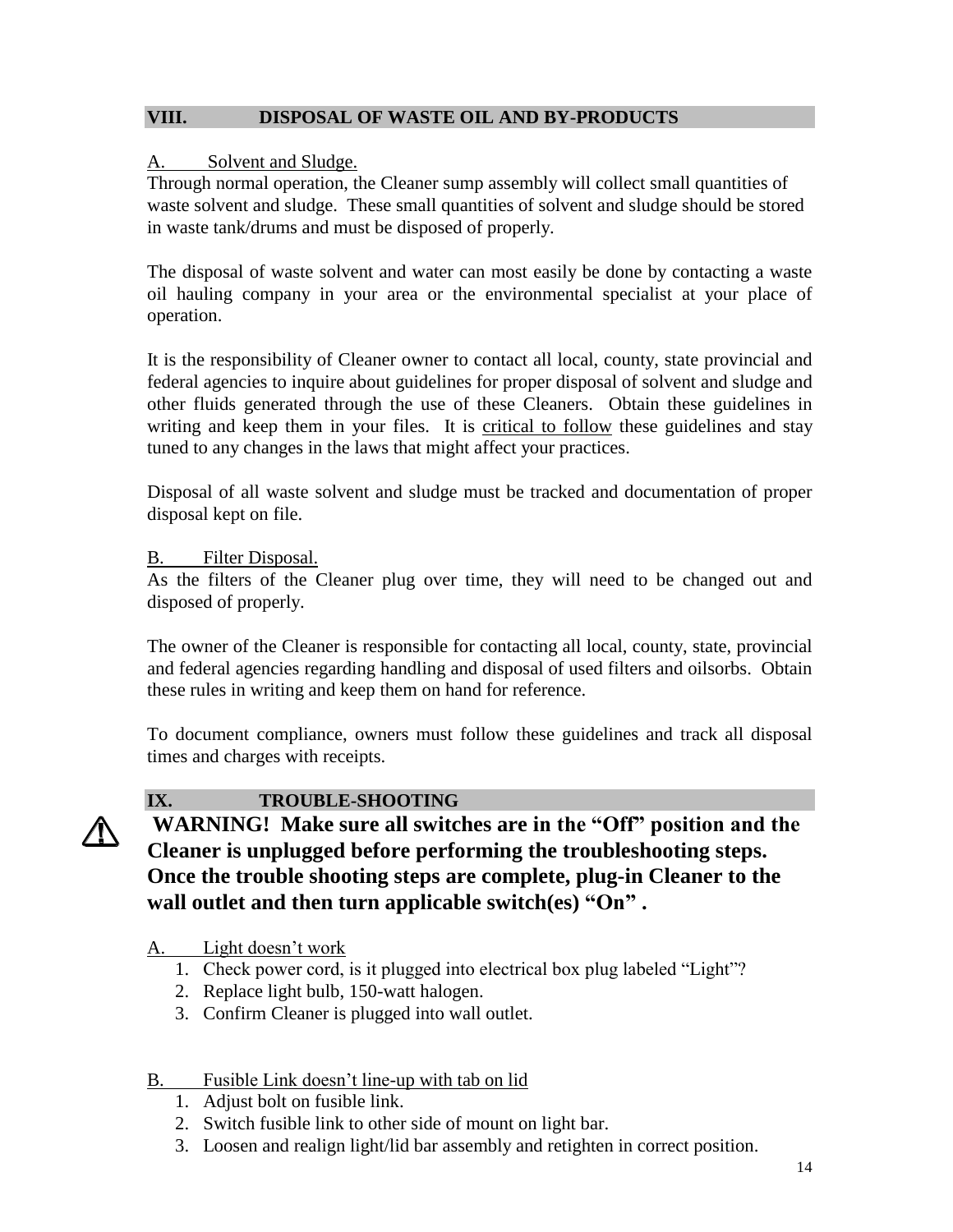## VIII. DISPOSAL OF WASTE OIL AND BY-PRODUCTS

A. Solvent and Sludge.

Through normal operation, the Cleaner sump assembly will collect small quantities of waste solvent and sludge. These small quantities of solvent and sludge should be stored in waste tank/drums and must be disposed of properly.

The disposal of waste solvent and water can most easily be done by contacting a waste oil hauling company in your area or the environmental specialist at your place of operation.

It is the responsibility of Cleaner owner to contact all local, county, state provincial and federal agencies to inquire about guidelines for proper disposal of solvent and sludge and other fluids generated through the use of these Cleaners. Obtain these guidelines in writing and keep them in your files. It is critical to follow these guidelines and stay tuned to any changes in the laws that might affect your practices.

Disposal of all waste solvent and sludge must be tracked and documentation of proper disposal kept on file.

B. Filter Disposal.

As the filters of the Cleaner plug over time, they will need to be changed out and disposed of properly.

The owner of the Cleaner is responsible for contacting all local, county, state, provincial and federal agencies regarding handling and disposal of used filters and oilsorbs. Obtain these rules in writing and keep them on hand for reference.

To document compliance, owners must follow these guidelines and track all disposal times and charges with receipts.

## IX. TROUBLE-SHOOTING

⚠ **WARNING! Make sure all switches are in the "Off" position and the Cleaner is unplugged before performing the troubleshooting steps. Once the trouble shooting steps are complete, plug-in Cleaner to the wall outlet and then turn applicable switch(es) "On" .**

A. Light doesn't work

1. Check power cord, is it plugged into electrical box plug labeled "Light"?
2. Replace light bulb, 150-watt halogen.
3. Confirm Cleaner is plugged into wall outlet.

B. Fusible Link doesn't line-up with tab on lid

1. Adjust bolt on fusible link.
2. Switch fusible link to other side of mount on light bar.
3. Loosen and realign light/lid bar assembly and retighten in correct position.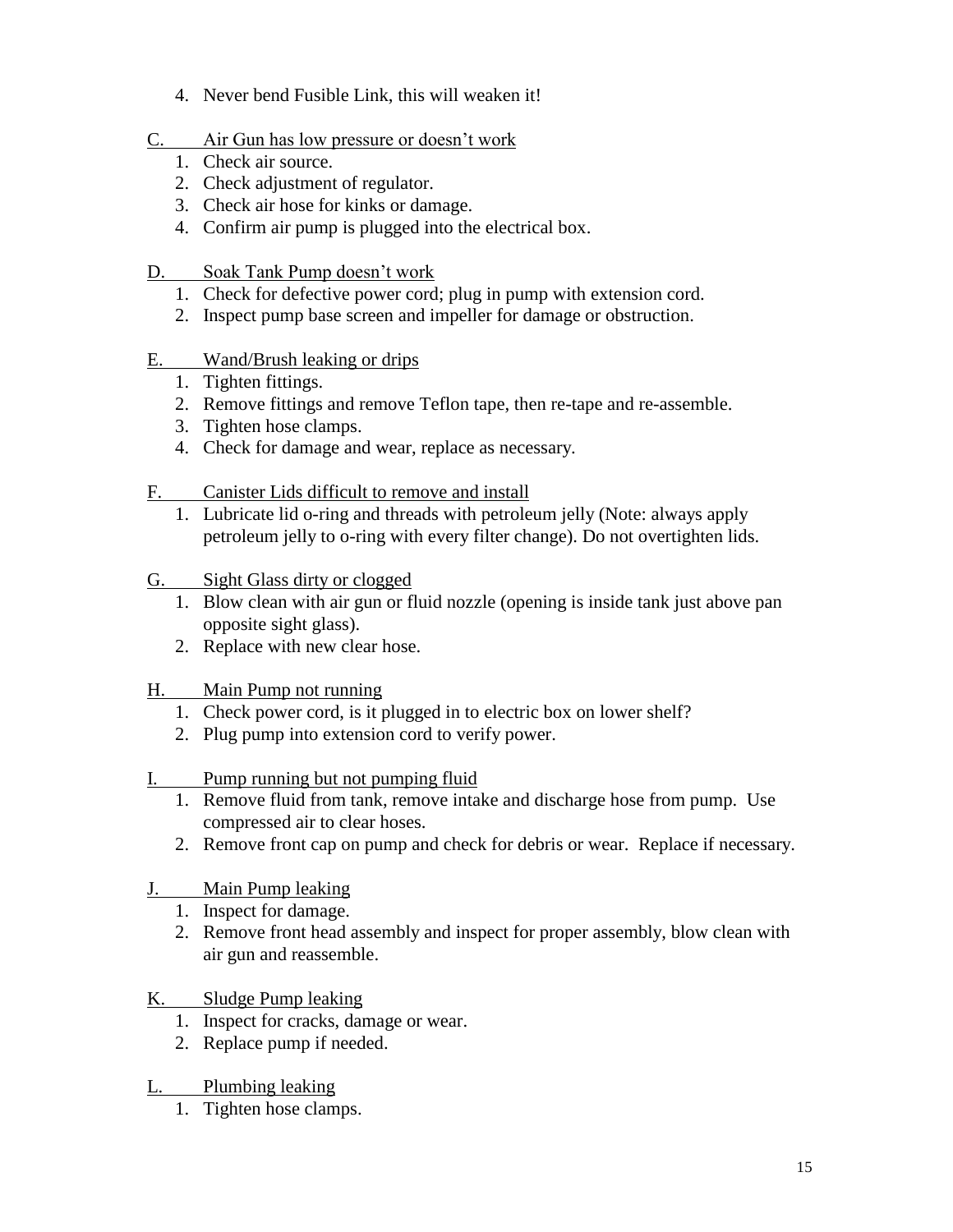4. Never bend Fusible Link, this will weaken it!

C. Air Gun has low pressure or doesn't work

1. Check air source.
2. Check adjustment of regulator.
3. Check air hose for kinks or damage.
4. Confirm air pump is plugged into the electrical box.

D. Soak Tank Pump doesn't work

1. Check for defective power cord; plug in pump with extension cord.
2. Inspect pump base screen and impeller for damage or obstruction.

E. Wand/Brush leaking or drips

1. Tighten fittings.
2. Remove fittings and remove Teflon tape, then re-tape and re-assemble.
3. Tighten hose clamps.
4. Check for damage and wear, replace as necessary.

F. Canister Lids difficult to remove and install

1. Lubricate lid o-ring and threads with petroleum jelly (Note: always apply petroleum jelly to o-ring with every filter change). Do not overtighten lids.

G. Sight Glass dirty or clogged

1. Blow clean with air gun or fluid nozzle (opening is inside tank just above pan opposite sight glass).
2. Replace with new clear hose.

H. Main Pump not running

1. Check power cord, is it plugged in to electric box on lower shelf?
2. Plug pump into extension cord to verify power.

I. Pump running but not pumping fluid

1. Remove fluid from tank, remove intake and discharge hose from pump. Use compressed air to clear hoses.
2. Remove front cap on pump and check for debris or wear. Replace if necessary.

J. Main Pump leaking

1. Inspect for damage.
2. Remove front head assembly and inspect for proper assembly, blow clean with air gun and reassemble.

K. Sludge Pump leaking

1. Inspect for cracks, damage or wear.
2. Replace pump if needed.

L. Plumbing leaking

1. Tighten hose clamps.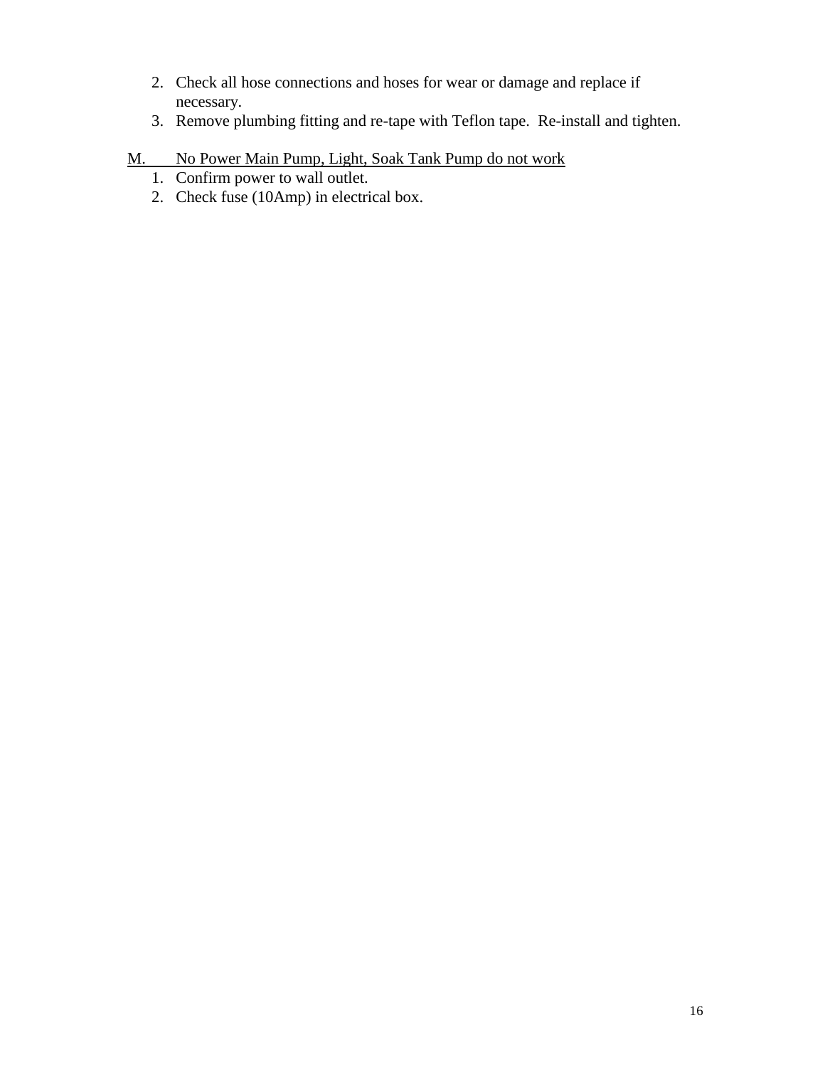2. Check all hose connections and hoses for wear or damage and replace if necessary.
3. Remove plumbing fitting and re-tape with Teflon tape. Re-install and tighten.

M. No Power Main Pump, Light, Soak Tank Pump do not work

1. Confirm power to wall outlet.
2. Check fuse (10Amp) in electrical box.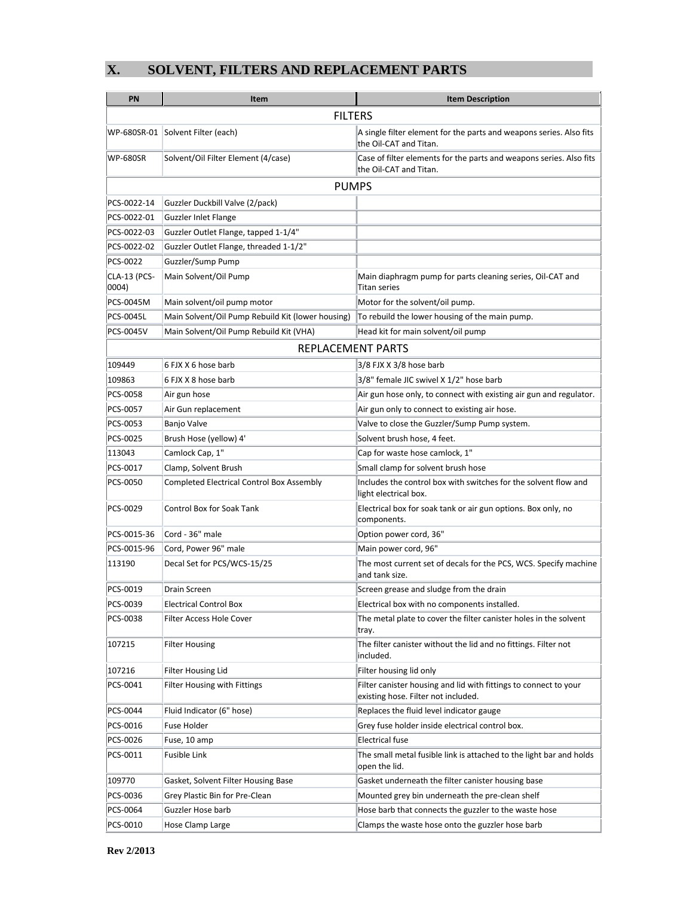## X. SOLVENT, FILTERS AND REPLACEMENT PARTS

| PN | Item | Item Description |
|---|---|---|
| FILTERS | | |
| WP-680SR-01 | Solvent Filter (each) | A single filter element for the parts and weapons series. Also fits the Oil-CAT and Titan. |
| WP-680SR | Solvent/Oil Filter Element (4/case) | Case of filter elements for the parts and weapons series. Also fits the Oil-CAT and Titan. |
| PUMPS | | |
| PCS-0022-14 | Guzzler Duckbill Valve (2/pack) | |
| PCS-0022-01 | Guzzler Inlet Flange | |
| PCS-0022-03 | Guzzler Outlet Flange, tapped 1-1/4" | |
| PCS-0022-02 | Guzzler Outlet Flange, threaded 1-1/2" | |
| PCS-0022 | Guzzler/Sump Pump | |
| CLA-13 (PCS-0004) | Main Solvent/Oil Pump | Main diaphragm pump for parts cleaning series, Oil-CAT and Titan series |
| PCS-0045M | Main solvent/oil pump motor | Motor for the solvent/oil pump. |
| PCS-0045L | Main Solvent/Oil Pump Rebuild Kit (lower housing) | To rebuild the lower housing of the main pump. |
| PCS-0045V | Main Solvent/Oil Pump Rebuild Kit (VHA) | Head kit for main solvent/oil pump |
| REPLACEMENT PARTS | | |
| 109449 | 6 FJX X 6 hose barb | 3/8 FJX X 3/8 hose barb |
| 109863 | 6 FJX X 8 hose barb | 3/8" female JIC swivel X 1/2" hose barb |
| PCS-0058 | Air gun hose | Air gun hose only, to connect with existing air gun and regulator. |
| PCS-0057 | Air Gun replacement | Air gun only to connect to existing air hose. |
| PCS-0053 | Banjo Valve | Valve to close the Guzzler/Sump Pump system. |
| PCS-0025 | Brush Hose (yellow) 4' | Solvent brush hose, 4 feet. |
| 113043 | Camlock Cap, 1" | Cap for waste hose camlock, 1" |
| PCS-0017 | Clamp, Solvent Brush | Small clamp for solvent brush hose |
| PCS-0050 | Completed Electrical Control Box Assembly | Includes the control box with switches for the solvent flow and light electrical box. |
| PCS-0029 | Control Box for Soak Tank | Electrical box for soak tank or air gun options. Box only, no components. |
| PCS-0015-36 | Cord - 36" male | Option power cord, 36" |
| PCS-0015-96 | Cord, Power 96" male | Main power cord, 96" |
| 113190 | Decal Set for PCS/WCS-15/25 | The most current set of decals for the PCS, WCS. Specify machine and tank size. |
| PCS-0019 | Drain Screen | Screen grease and sludge from the drain |
| PCS-0039 | Electrical Control Box | Electrical box with no components installed. |
| PCS-0038 | Filter Access Hole Cover | The metal plate to cover the filter canister holes in the solvent tray. |
| 107215 | Filter Housing | The filter canister without the lid and no fittings. Filter not included. |
| 107216 | Filter Housing Lid | Filter housing lid only |
| PCS-0041 | Filter Housing with Fittings | Filter canister housing and lid with fittings to connect to your existing hose. Filter not included. |
| PCS-0044 | Fluid Indicator (6" hose) | Replaces the fluid level indicator gauge |
| PCS-0016 | Fuse Holder | Grey fuse holder inside electrical control box. |
| PCS-0026 | Fuse, 10 amp | Electrical fuse |
| PCS-0011 | Fusible Link | The small metal fusible link is attached to the light bar and holds open the lid. |
| 109770 | Gasket, Solvent Filter Housing Base | Gasket underneath the filter canister housing base |
| PCS-0036 | Grey Plastic Bin for Pre-Clean | Mounted grey bin underneath the pre-clean shelf |
| PCS-0064 | Guzzler Hose barb | Hose barb that connects the guzzler to the waste hose |
| PCS-0010 | Hose Clamp Large | Clamps the waste hose onto the guzzler hose barb |

Rev 2/2013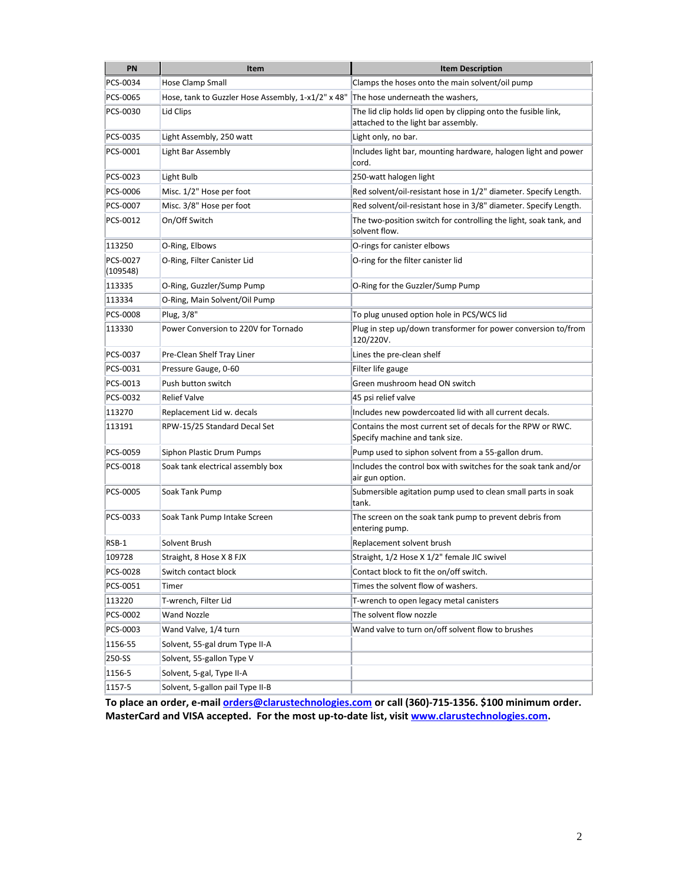| PN | Item | Item Description |
|---|---|---|
| PCS-0034 | Hose Clamp Small | Clamps the hoses onto the main solvent/oil pump |
| PCS-0065 | Hose, tank to Guzzler Hose Assembly, 1-x1/2" x 48" | The hose underneath the washers, |
| PCS-0030 | Lid Clips | The lid clip holds lid open by clipping onto the fusible link, attached to the light bar assembly. |
| PCS-0035 | Light Assembly, 250 watt | Light only, no bar. |
| PCS-0001 | Light Bar Assembly | Includes light bar, mounting hardware, halogen light and power cord. |
| PCS-0023 | Light Bulb | 250-watt halogen light |
| PCS-0006 | Misc. 1/2" Hose per foot | Red solvent/oil-resistant hose in 1/2" diameter. Specify Length. |
| PCS-0007 | Misc. 3/8" Hose per foot | Red solvent/oil-resistant hose in 3/8" diameter. Specify Length. |
| PCS-0012 | On/Off Switch | The two-position switch for controlling the light, soak tank, and solvent flow. |
| 113250 | O-Ring, Elbows | O-rings for canister elbows |
| PCS-0027 (109548) | O-Ring, Filter Canister Lid | O-ring for the filter canister lid |
| 113335 | O-Ring, Guzzler/Sump Pump | O-Ring for the Guzzler/Sump Pump |
| 113334 | O-Ring, Main Solvent/Oil Pump | |
| PCS-0008 | Plug, 3/8" | To plug unused option hole in PCS/WCS lid |
| 113330 | Power Conversion to 220V for Tornado | Plug in step up/down transformer for power conversion to/from 120/220V. |
| PCS-0037 | Pre-Clean Shelf Tray Liner | Lines the pre-clean shelf |
| PCS-0031 | Pressure Gauge, 0-60 | Filter life gauge |
| PCS-0013 | Push button switch | Green mushroom head ON switch |
| PCS-0032 | Relief Valve | 45 psi relief valve |
| 113270 | Replacement Lid w. decals | Includes new powdercoated lid with all current decals. |
| 113191 | RPW-15/25 Standard Decal Set | Contains the most current set of decals for the RPW or RWC. Specify machine and tank size. |
| PCS-0059 | Siphon Plastic Drum Pumps | Pump used to siphon solvent from a 55-gallon drum. |
| PCS-0018 | Soak tank electrical assembly box | Includes the control box with switches for the soak tank and/or air gun option. |
| PCS-0005 | Soak Tank Pump | Submersible agitation pump used to clean small parts in soak tank. |
| PCS-0033 | Soak Tank Pump Intake Screen | The screen on the soak tank pump to prevent debris from entering pump. |
| RSB-1 | Solvent Brush | Replacement solvent brush |
| 109728 | Straight, 8 Hose X 8 FJX | Straight, 1/2 Hose X 1/2" female JIC swivel |
| PCS-0028 | Switch contact block | Contact block to fit the on/off switch. |
| PCS-0051 | Timer | Times the solvent flow of washers. |
| 113220 | T-wrench, Filter Lid | T-wrench to open legacy metal canisters |
| PCS-0002 | Wand Nozzle | The solvent flow nozzle |
| PCS-0003 | Wand Valve, 1/4 turn | Wand valve to turn on/off solvent flow to brushes |
| 1156-55 | Solvent, 55-gal drum Type II-A | |
| 250-SS | Solvent, 55-gallon Type V | |
| 1156-5 | Solvent, 5-gal, Type II-A | |
| 1157-5 | Solvent, 5-gallon pail Type II-B | |

**To place an order, e-mail orders@clarustechnologies.com or call (360)-715-1356. $100 minimum order. MasterCard and VISA accepted. For the most up-to-date list, visit www.clarustechnologies.com.**